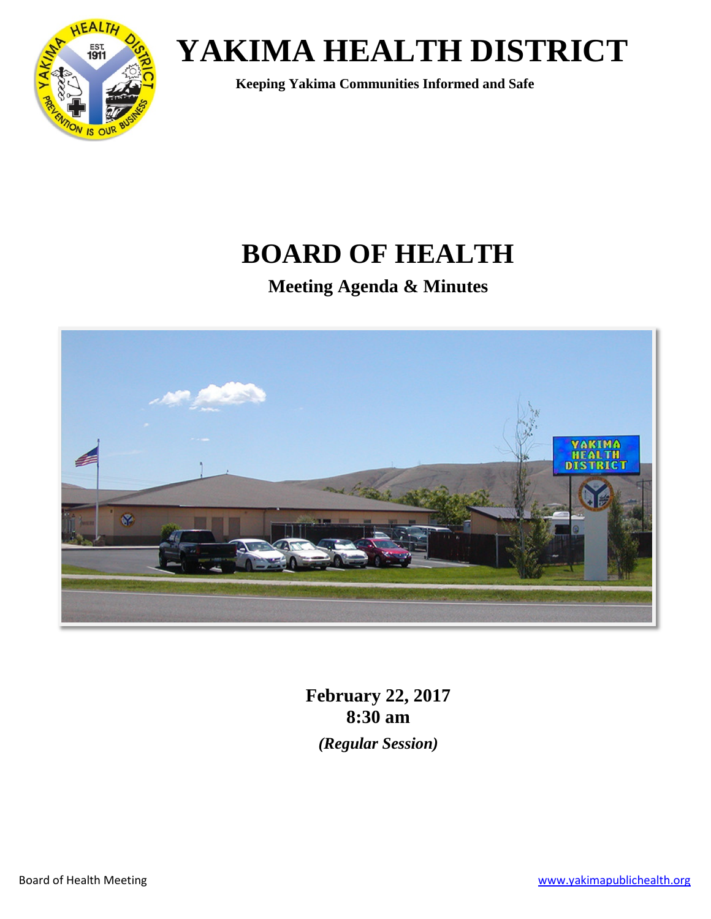# YAKIMA HEALTH DISTRICT

**Keeping Yakima Communities Informed and Safe**

# BOARD OF HEALTH

## Meeting Agenda & Minutes

**February 22, 2017**
**8:30 am**

***(Regular Session)***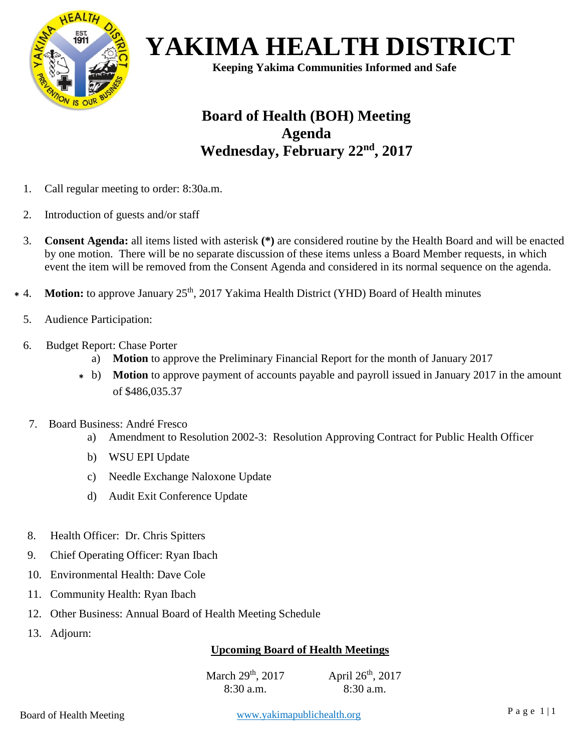# YAKIMA HEALTH DISTRICT

**Keeping Yakima Communities Informed and Safe**

## Board of Health (BOH) Meeting
## Agenda
## Wednesday, February 22nd, 2017

1. Call regular meeting to order: 8:30a.m.
2. Introduction of guests and/or staff
3. **Consent Agenda:** all items listed with asterisk **(*)** are considered routine by the Health Board and will be enacted by one motion. There will be no separate discussion of these items unless a Board Member requests, in which event the item will be removed from the Consent Agenda and considered in its normal sequence on the agenda.
4. * **Motion:** to approve January 25th, 2017 Yakima Health District (YHD) Board of Health minutes
5. Audience Participation:
6. Budget Report: Chase Porter
   - a) **Motion** to approve the Preliminary Financial Report for the month of January 2017
   - * b) **Motion** to approve payment of accounts payable and payroll issued in January 2017 in the amount of $486,035.37
7. Board Business: André Fresco
   - a) Amendment to Resolution 2002-3: Resolution Approving Contract for Public Health Officer
   - b) WSU EPI Update
   - c) Needle Exchange Naloxone Update
   - d) Audit Exit Conference Update
8. Health Officer: Dr. Chris Spitters
9. Chief Operating Officer: Ryan Ibach
10. Environmental Health: Dave Cole
11. Community Health: Ryan Ibach
12. Other Business: Annual Board of Health Meeting Schedule
13. Adjourn:

**Upcoming Board of Health Meetings**

March 29th, 2017
8:30 a.m.

April 26th, 2017
8:30 a.m.

Board of Health Meeting www.yakimapublichealth.org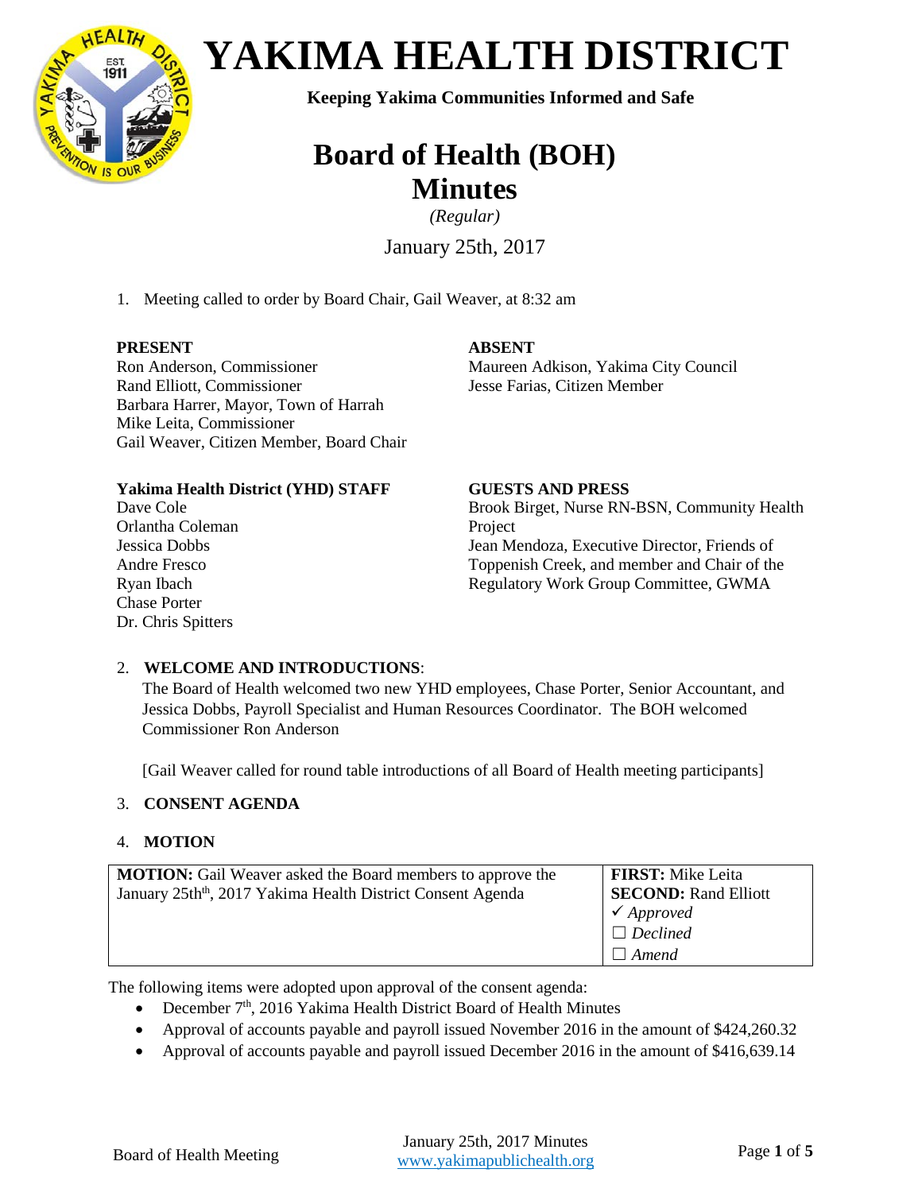# YAKIMA HEALTH DISTRICT

**Keeping Yakima Communities Informed and Safe**

# Board of Health (BOH) Minutes

*(Regular)*

January 25th, 2017

1. Meeting called to order by Board Chair, Gail Weaver, at 8:32 am

**PRESENT**
Ron Anderson, Commissioner
Rand Elliott, Commissioner
Barbara Harrer, Mayor, Town of Harrah
Mike Leita, Commissioner
Gail Weaver, Citizen Member, Board Chair

**ABSENT**
Maureen Adkison, Yakima City Council
Jesse Farias, Citizen Member

**Yakima Health District (YHD) STAFF**
Dave Cole
Orlantha Coleman
Jessica Dobbs
Andre Fresco
Ryan Ibach
Chase Porter
Dr. Chris Spitters

**GUESTS AND PRESS**
Brook Birget, Nurse RN-BSN, Community Health Project
Jean Mendoza, Executive Director, Friends of Toppenish Creek, and member and Chair of the Regulatory Work Group Committee, GWMA

2. **WELCOME AND INTRODUCTIONS**:
The Board of Health welcomed two new YHD employees, Chase Porter, Senior Accountant, and Jessica Dobbs, Payroll Specialist and Human Resources Coordinator. The BOH welcomed Commissioner Ron Anderson

[Gail Weaver called for round table introductions of all Board of Health meeting participants]

3. **CONSENT AGENDA**

4. **MOTION**

| **MOTION:** Gail Weaver asked the Board members to approve the January 25th, 2017 Yakima Health District Consent Agenda | **FIRST:** Mike Leita<br>**SECOND:** Rand Elliott<br>✓ *Approved*<br>☐ *Declined*<br>☐ *Amend* |
|---|---|

The following items were adopted upon approval of the consent agenda:

- December 7th, 2016 Yakima Health District Board of Health Minutes
- Approval of accounts payable and payroll issued November 2016 in the amount of $424,260.32
- Approval of accounts payable and payroll issued December 2016 in the amount of $416,639.14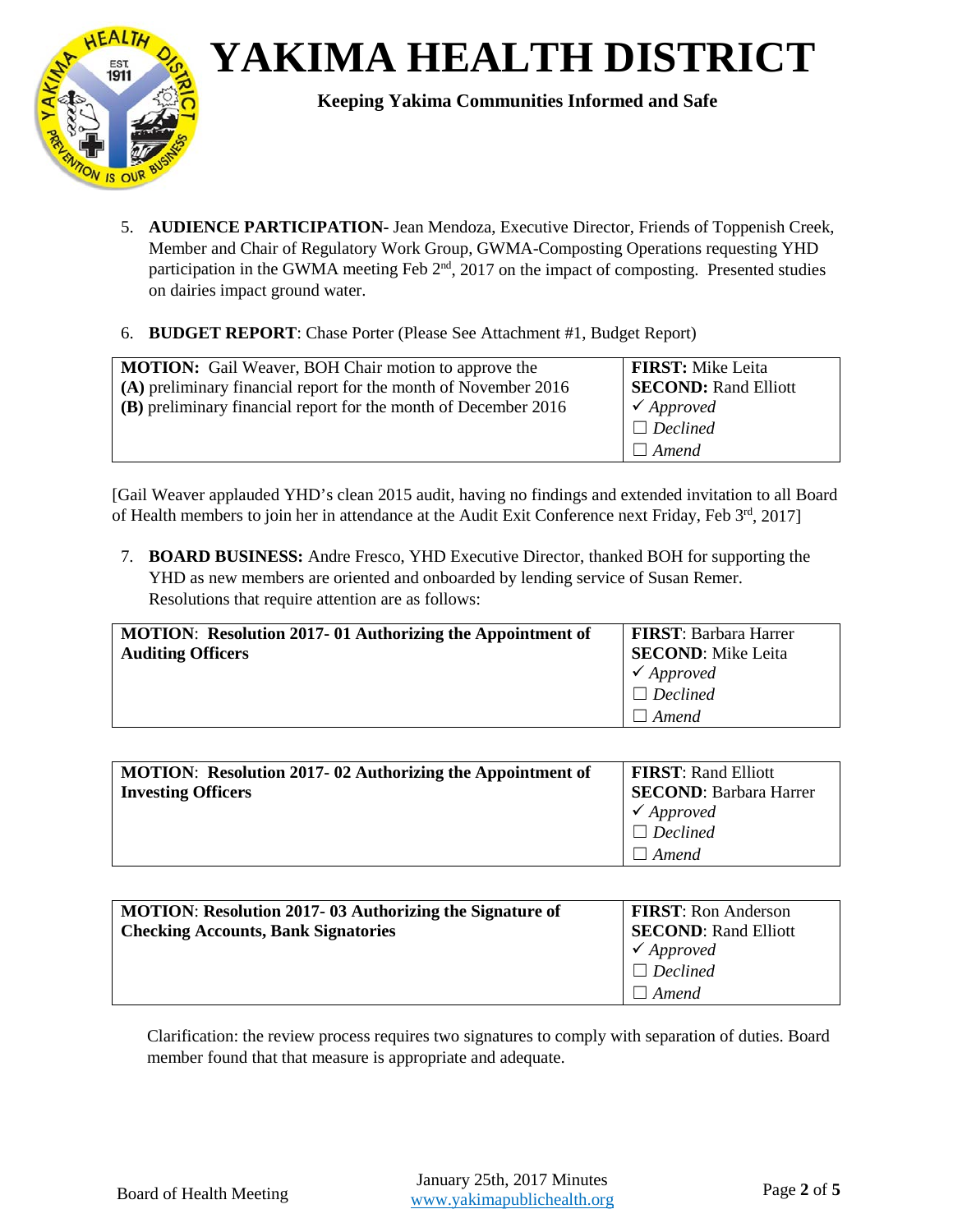5. **AUDIENCE PARTICIPATION-** Jean Mendoza, Executive Director, Friends of Toppenish Creek, Member and Chair of Regulatory Work Group, GWMA-Composting Operations requesting YHD participation in the GWMA meeting Feb 2nd, 2017 on the impact of composting. Presented studies on dairies impact ground water.

6. **BUDGET REPORT**: Chase Porter (Please See Attachment #1, Budget Report)

| **MOTION:** Gail Weaver, BOH Chair motion to approve the **(A)** preliminary financial report for the month of November 2016 **(B)** preliminary financial report for the month of December 2016 | **FIRST:** Mike Leita<br>**SECOND:** Rand Elliott<br>✓ *Approved*<br>☐ *Declined*<br>☐ *Amend* |
|---|---|

[Gail Weaver applauded YHD's clean 2015 audit, having no findings and extended invitation to all Board of Health members to join her in attendance at the Audit Exit Conference next Friday, Feb 3rd, 2017]

7. **BOARD BUSINESS:** Andre Fresco, YHD Executive Director, thanked BOH for supporting the YHD as new members are oriented and onboarded by lending service of Susan Remer. Resolutions that require attention are as follows:

| **MOTION**: **Resolution 2017- 01 Authorizing the Appointment of Auditing Officers** | **FIRST**: Barbara Harrer<br>**SECOND**: Mike Leita<br>✓ *Approved*<br>☐ *Declined*<br>☐ *Amend* |
|---|---|

| **MOTION**: **Resolution 2017- 02 Authorizing the Appointment of Investing Officers** | **FIRST**: Rand Elliott<br>**SECOND**: Barbara Harrer<br>✓ *Approved*<br>☐ *Declined*<br>☐ *Amend* |
|---|---|

| **MOTION**: **Resolution 2017- 03 Authorizing the Signature of Checking Accounts, Bank Signatories** | **FIRST**: Ron Anderson<br>**SECOND**: Rand Elliott<br>✓ *Approved*<br>☐ *Declined*<br>☐ *Amend* |
|---|---|

Clarification: the review process requires two signatures to comply with separation of duties. Board member found that that measure is appropriate and adequate.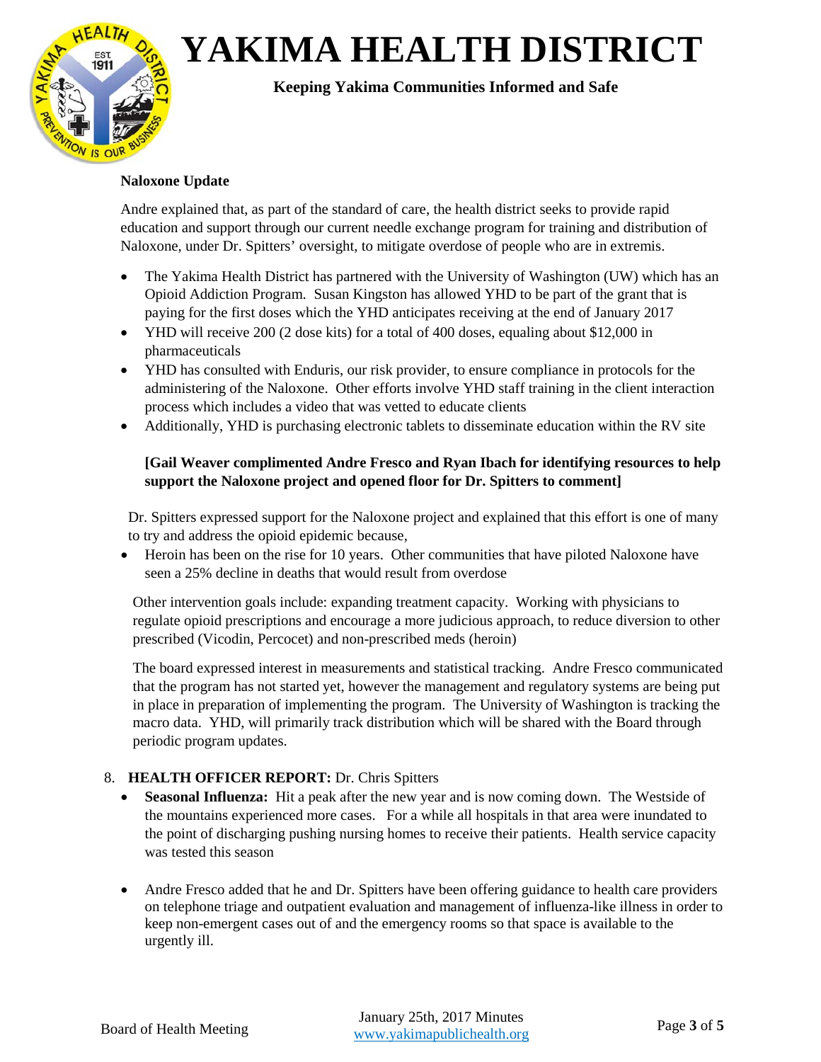**Naloxone Update**

Andre explained that, as part of the standard of care, the health district seeks to provide rapid education and support through our current needle exchange program for training and distribution of Naloxone, under Dr. Spitters' oversight, to mitigate overdose of people who are in extremis.

- The Yakima Health District has partnered with the University of Washington (UW) which has an Opioid Addiction Program. Susan Kingston has allowed YHD to be part of the grant that is paying for the first doses which the YHD anticipates receiving at the end of January 2017
- YHD will receive 200 (2 dose kits) for a total of 400 doses, equaling about $12,000 in pharmaceuticals
- YHD has consulted with Enduris, our risk provider, to ensure compliance in protocols for the administering of the Naloxone. Other efforts involve YHD staff training in the client interaction process which includes a video that was vetted to educate clients
- Additionally, YHD is purchasing electronic tablets to disseminate education within the RV site

**[Gail Weaver complimented Andre Fresco and Ryan Ibach for identifying resources to help support the Naloxone project and opened floor for Dr. Spitters to comment]**

Dr. Spitters expressed support for the Naloxone project and explained that this effort is one of many to try and address the opioid epidemic because,

- Heroin has been on the rise for 10 years. Other communities that have piloted Naloxone have seen a 25% decline in deaths that would result from overdose

Other intervention goals include: expanding treatment capacity. Working with physicians to regulate opioid prescriptions and encourage a more judicious approach, to reduce diversion to other prescribed (Vicodin, Percocet) and non-prescribed meds (heroin)

The board expressed interest in measurements and statistical tracking. Andre Fresco communicated that the program has not started yet, however the management and regulatory systems are being put in place in preparation of implementing the program. The University of Washington is tracking the macro data. YHD, will primarily track distribution which will be shared with the Board through periodic program updates.

8. **HEALTH OFFICER REPORT:** Dr. Chris Spitters
   - **Seasonal Influenza:** Hit a peak after the new year and is now coming down. The Westside of the mountains experienced more cases. For a while all hospitals in that area were inundated to the point of discharging pushing nursing homes to receive their patients. Health service capacity was tested this season

   - Andre Fresco added that he and Dr. Spitters have been offering guidance to health care providers on telephone triage and outpatient evaluation and management of influenza-like illness in order to keep non-emergent cases out of and the emergency rooms so that space is available to the urgently ill.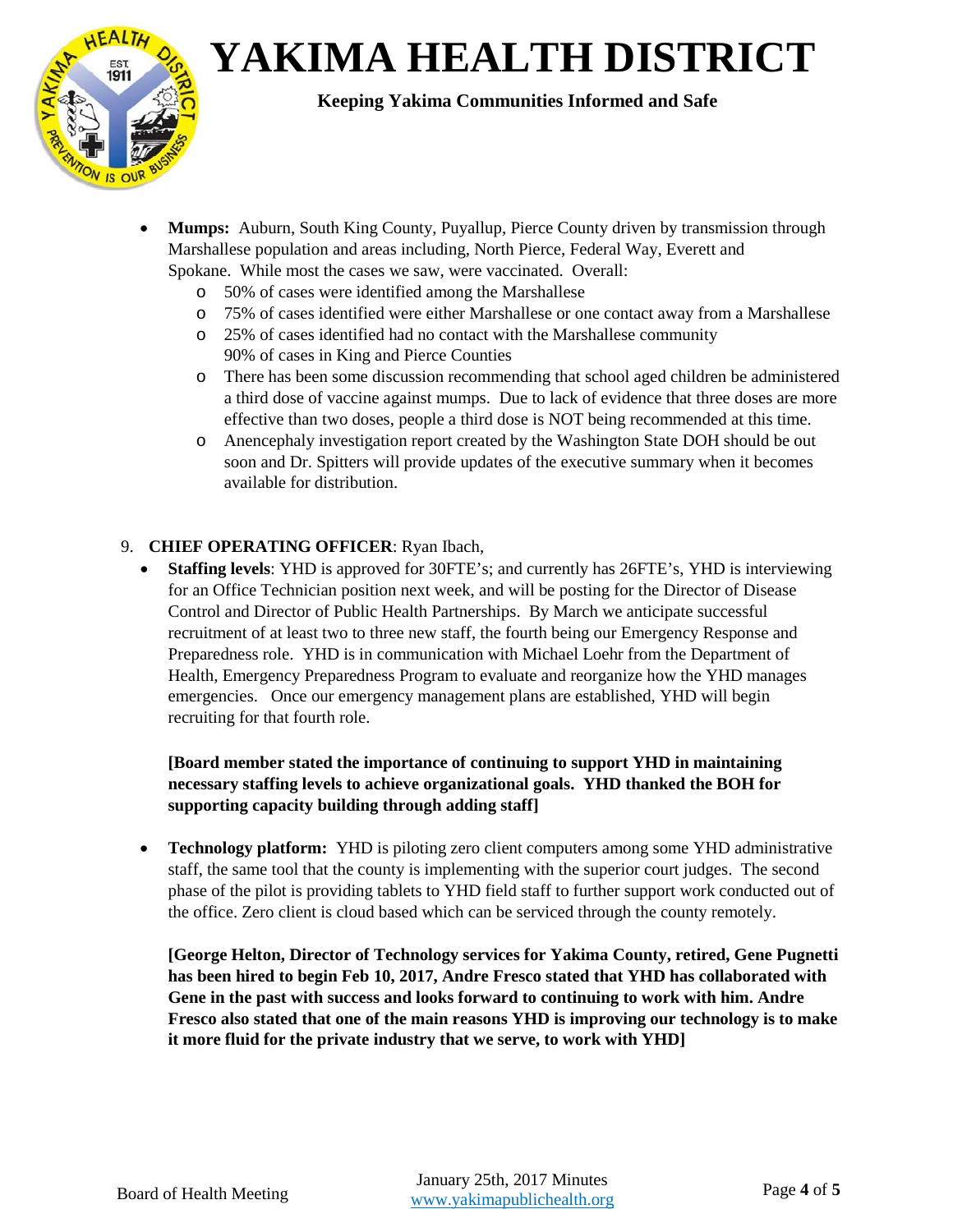- **Mumps:** Auburn, South King County, Puyallup, Pierce County driven by transmission through Marshallese population and areas including, North Pierce, Federal Way, Everett and Spokane. While most the cases we saw, were vaccinated. Overall:
  - 50% of cases were identified among the Marshallese
  - 75% of cases identified were either Marshallese or one contact away from a Marshallese
  - 25% of cases identified had no contact with the Marshallese community 90% of cases in King and Pierce Counties
  - There has been some discussion recommending that school aged children be administered a third dose of vaccine against mumps. Due to lack of evidence that three doses are more effective than two doses, people a third dose is NOT being recommended at this time.
  - Anencephaly investigation report created by the Washington State DOH should be out soon and Dr. Spitters will provide updates of the executive summary when it becomes available for distribution.

9. **CHIEF OPERATING OFFICER**: Ryan Ibach,
   - **Staffing levels**: YHD is approved for 30FTE's; and currently has 26FTE's, YHD is interviewing for an Office Technician position next week, and will be posting for the Director of Disease Control and Director of Public Health Partnerships. By March we anticipate successful recruitment of at least two to three new staff, the fourth being our Emergency Response and Preparedness role. YHD is in communication with Michael Loehr from the Department of Health, Emergency Preparedness Program to evaluate and reorganize how the YHD manages emergencies. Once our emergency management plans are established, YHD will begin recruiting for that fourth role.

     **[Board member stated the importance of continuing to support YHD in maintaining necessary staffing levels to achieve organizational goals. YHD thanked the BOH for supporting capacity building through adding staff]**

   - **Technology platform:** YHD is piloting zero client computers among some YHD administrative staff, the same tool that the county is implementing with the superior court judges. The second phase of the pilot is providing tablets to YHD field staff to further support work conducted out of the office. Zero client is cloud based which can be serviced through the county remotely.

     **[George Helton, Director of Technology services for Yakima County, retired, Gene Pugnetti has been hired to begin Feb 10, 2017, Andre Fresco stated that YHD has collaborated with Gene in the past with success and looks forward to continuing to work with him. Andre Fresco also stated that one of the main reasons YHD is improving our technology is to make it more fluid for the private industry that we serve, to work with YHD]**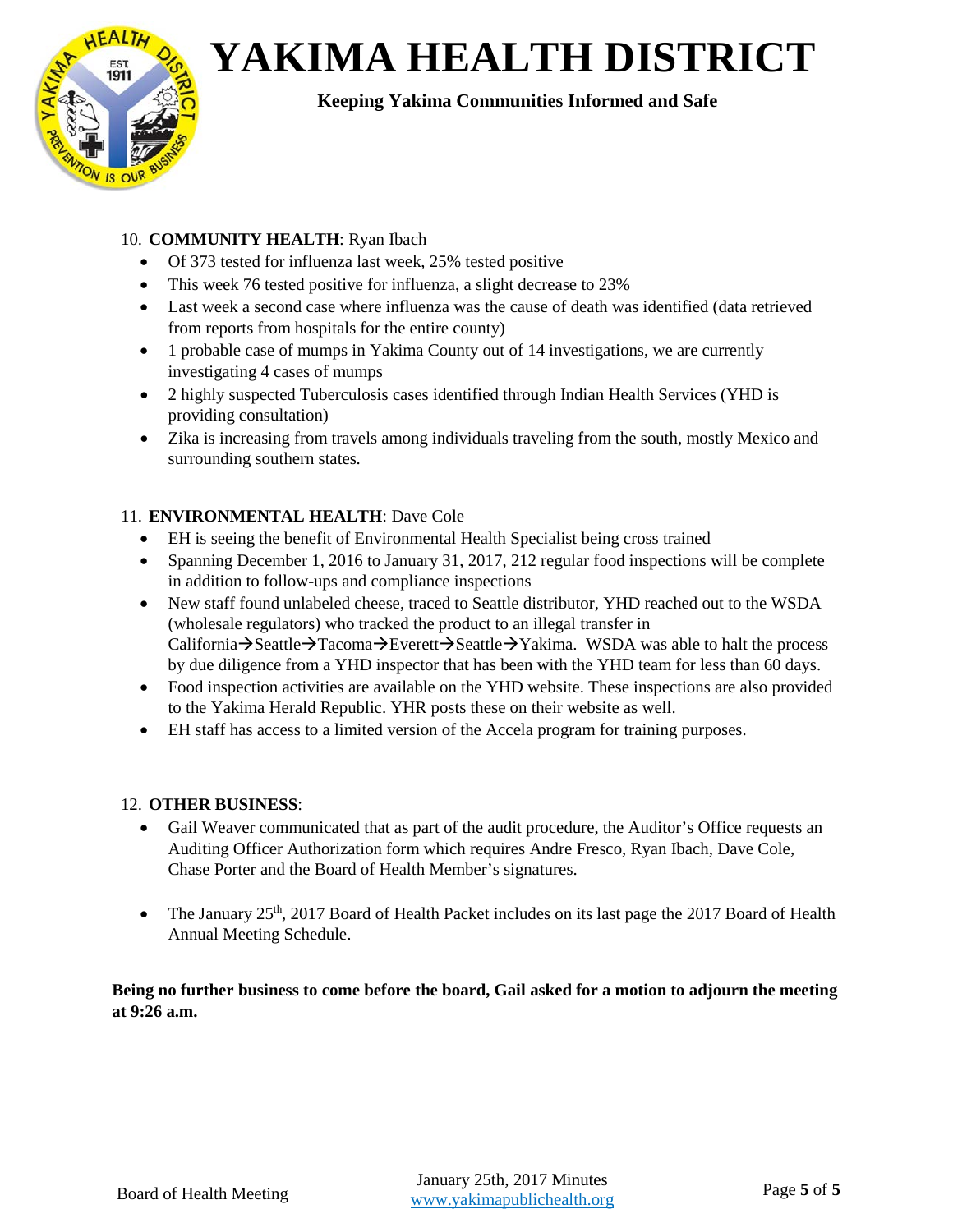10. **COMMUNITY HEALTH**: Ryan Ibach
   - Of 373 tested for influenza last week, 25% tested positive
   - This week 76 tested positive for influenza, a slight decrease to 23%
   - Last week a second case where influenza was the cause of death was identified (data retrieved from reports from hospitals for the entire county)
   - 1 probable case of mumps in Yakima County out of 14 investigations, we are currently investigating 4 cases of mumps
   - 2 highly suspected Tuberculosis cases identified through Indian Health Services (YHD is providing consultation)
   - Zika is increasing from travels among individuals traveling from the south, mostly Mexico and surrounding southern states.

11. **ENVIRONMENTAL HEALTH**: Dave Cole
   - EH is seeing the benefit of Environmental Health Specialist being cross trained
   - Spanning December 1, 2016 to January 31, 2017, 212 regular food inspections will be complete in addition to follow-ups and compliance inspections
   - New staff found unlabeled cheese, traced to Seattle distributor, YHD reached out to the WSDA (wholesale regulators) who tracked the product to an illegal transfer in California→Seattle→Tacoma→Everett→Seattle→Yakima. WSDA was able to halt the process by due diligence from a YHD inspector that has been with the YHD team for less than 60 days.
   - Food inspection activities are available on the YHD website. These inspections are also provided to the Yakima Herald Republic. YHR posts these on their website as well.
   - EH staff has access to a limited version of the Accela program for training purposes.

12. **OTHER BUSINESS**:
   - Gail Weaver communicated that as part of the audit procedure, the Auditor's Office requests an Auditing Officer Authorization form which requires Andre Fresco, Ryan Ibach, Dave Cole, Chase Porter and the Board of Health Member's signatures.
   - The January 25th, 2017 Board of Health Packet includes on its last page the 2017 Board of Health Annual Meeting Schedule.

**Being no further business to come before the board, Gail asked for a motion to adjourn the meeting at 9:26 a.m.**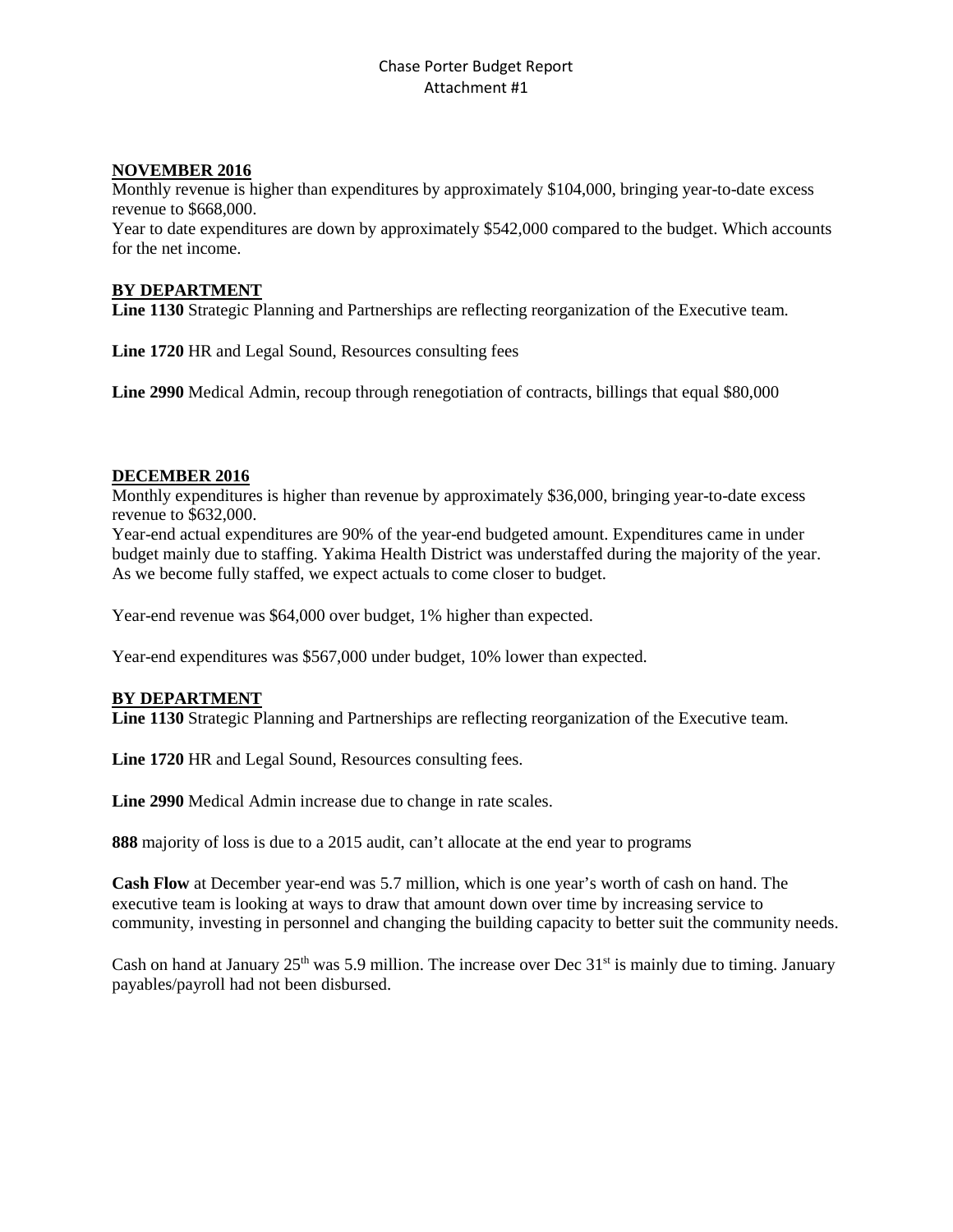Chase Porter Budget Report
Attachment #1

**NOVEMBER 2016**

Monthly revenue is higher than expenditures by approximately $104,000, bringing year-to-date excess revenue to $668,000.

Year to date expenditures are down by approximately $542,000 compared to the budget. Which accounts for the net income.

**BY DEPARTMENT**

**Line 1130** Strategic Planning and Partnerships are reflecting reorganization of the Executive team.

**Line 1720** HR and Legal Sound, Resources consulting fees

**Line 2990** Medical Admin, recoup through renegotiation of contracts, billings that equal $80,000

**DECEMBER 2016**

Monthly expenditures is higher than revenue by approximately $36,000, bringing year-to-date excess revenue to $632,000.

Year-end actual expenditures are 90% of the year-end budgeted amount. Expenditures came in under budget mainly due to staffing. Yakima Health District was understaffed during the majority of the year. As we become fully staffed, we expect actuals to come closer to budget.

Year-end revenue was $64,000 over budget, 1% higher than expected.

Year-end expenditures was $567,000 under budget, 10% lower than expected.

**BY DEPARTMENT**

**Line 1130** Strategic Planning and Partnerships are reflecting reorganization of the Executive team.

**Line 1720** HR and Legal Sound, Resources consulting fees.

**Line 2990** Medical Admin increase due to change in rate scales.

**888** majority of loss is due to a 2015 audit, can't allocate at the end year to programs

**Cash Flow** at December year-end was 5.7 million, which is one year's worth of cash on hand. The executive team is looking at ways to draw that amount down over time by increasing service to community, investing in personnel and changing the building capacity to better suit the community needs.

Cash on hand at January 25th was 5.9 million. The increase over Dec 31st is mainly due to timing. January payables/payroll had not been disbursed.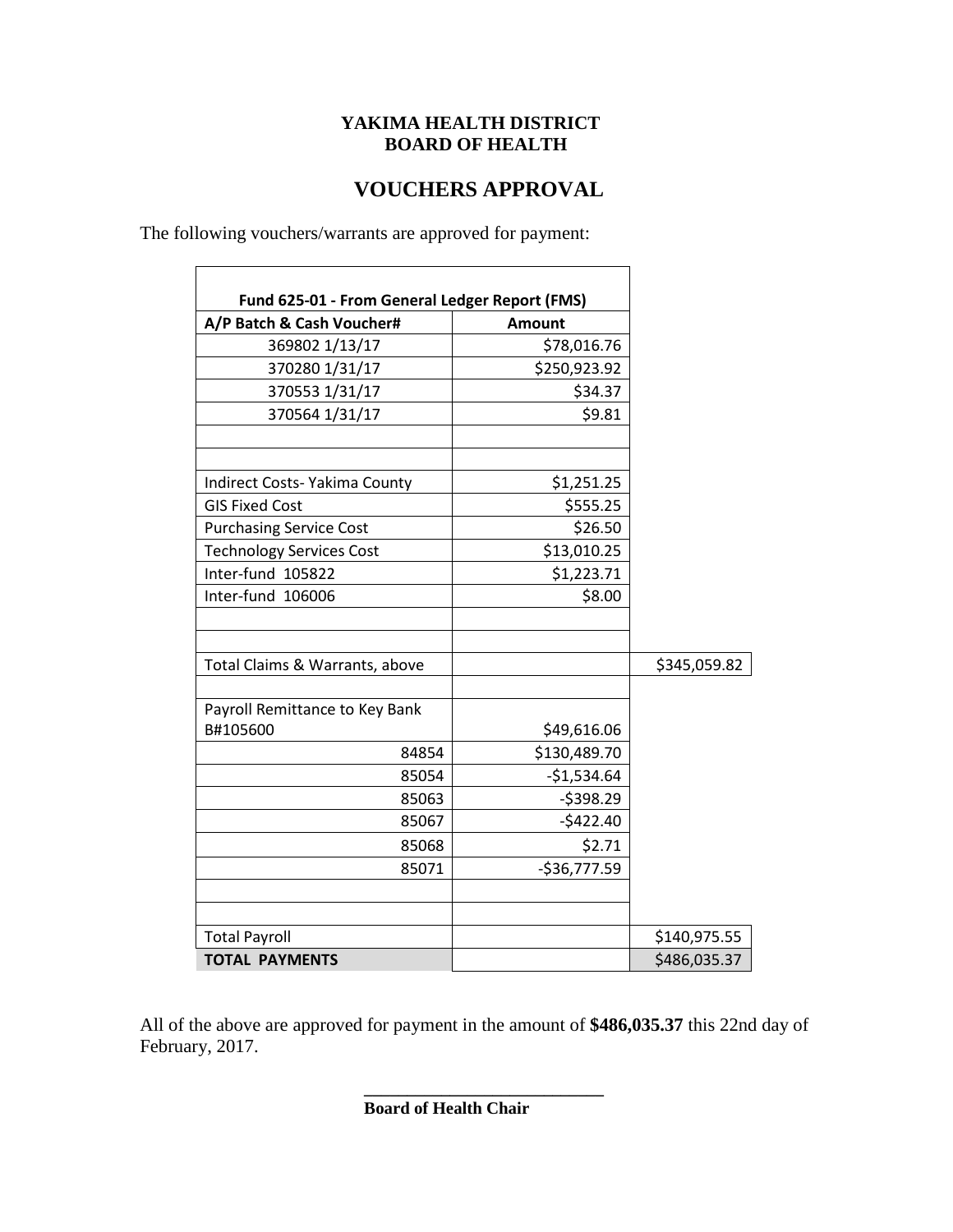**YAKIMA HEALTH DISTRICT**
**BOARD OF HEALTH**

# VOUCHERS APPROVAL

The following vouchers/warrants are approved for payment:

| Fund 625-01 - From General Ledger Report (FMS) | | |
|---|---|---|
| **A/P Batch & Cash Voucher#** | **Amount** | |
| 369802 1/13/17 | \$78,016.76 | |
| 370280 1/31/17 | \$250,923.92 | |
| 370553 1/31/17 | \$34.37 | |
| 370564 1/31/17 | \$9.81 | |
| | | |
| | | |
| Indirect Costs- Yakima County | \$1,251.25 | |
| GIS Fixed Cost | \$555.25 | |
| Purchasing Service Cost | \$26.50 | |
| Technology Services Cost | \$13,010.25 | |
| Inter-fund 105822 | \$1,223.71 | |
| Inter-fund 106006 | \$8.00 | |
| | | |
| | | |
| Total Claims & Warrants, above | | \$345,059.82 |
| | | |
| Payroll Remittance to Key Bank B#105600 | \$49,616.06 | |
| 84854 | \$130,489.70 | |
| 85054 | -\$1,534.64 | |
| 85063 | -\$398.29 | |
| 85067 | -\$422.40 | |
| 85068 | \$2.71 | |
| 85071 | -\$36,777.59 | |
| | | |
| | | |
| Total Payroll | | \$140,975.55 |
| **TOTAL PAYMENTS** | | \$486,035.37 |

All of the above are approved for payment in the amount of **\$486,035.37** this 22nd day of February, 2017.

\_\_\_\_\_\_\_\_\_\_\_\_\_\_\_\_\_\_\_\_\_\_\_\_\_\_\_\_
**Board of Health Chair**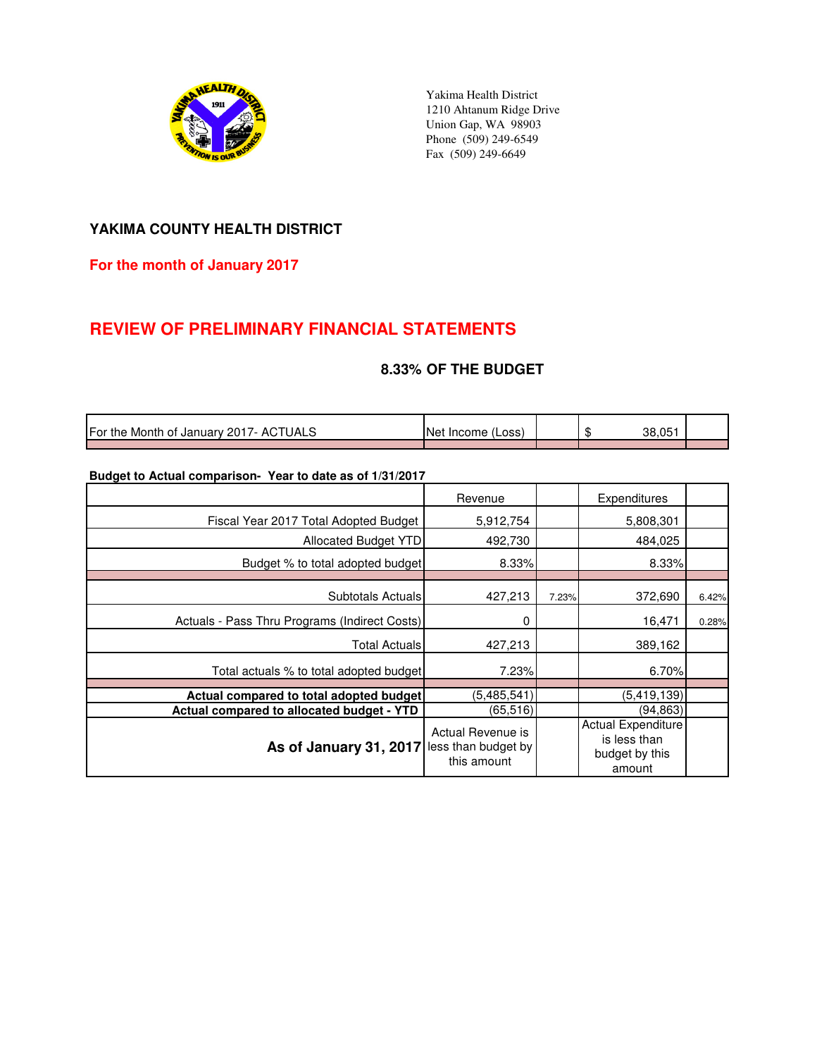Yakima Health District
1210 Ahtanum Ridge Drive
Union Gap, WA 98903
Phone (509) 249-6549
Fax (509) 249-6649

## YAKIMA COUNTY HEALTH DISTRICT

**For the month of January 2017**

## REVIEW OF PRELIMINARY FINANCIAL STATEMENTS

### 8.33% OF THE BUDGET

| For the Month of January 2017- ACTUALS | Net Income (Loss) | | $ 38,051 | |
|---|---|---|---|---|

**Budget to Actual comparison- Year to date as of 1/31/2017**

| | Revenue | | Expenditures | |
|---|---|---|---|---|
| Fiscal Year 2017 Total Adopted Budget | 5,912,754 | | 5,808,301 | |
| Allocated Budget YTD | 492,730 | | 484,025 | |
| Budget % to total adopted budget | 8.33% | | 8.33% | |
| Subtotals Actuals | 427,213 | 7.23% | 372,690 | 6.42% |
| Actuals - Pass Thru Programs (Indirect Costs) | 0 | | 16,471 | 0.28% |
| Total Actuals | 427,213 | | 389,162 | |
| Total actuals % to total adopted budget | 7.23% | | 6.70% | |
| **Actual compared to total adopted budget** | (5,485,541) | | (5,419,139) | |
| **Actual compared to allocated budget - YTD** | (65,516) | | (94,863) | |
| **As of January 31, 2017** | Actual Revenue is less than budget by this amount | | Actual Expenditure is less than budget by this amount | |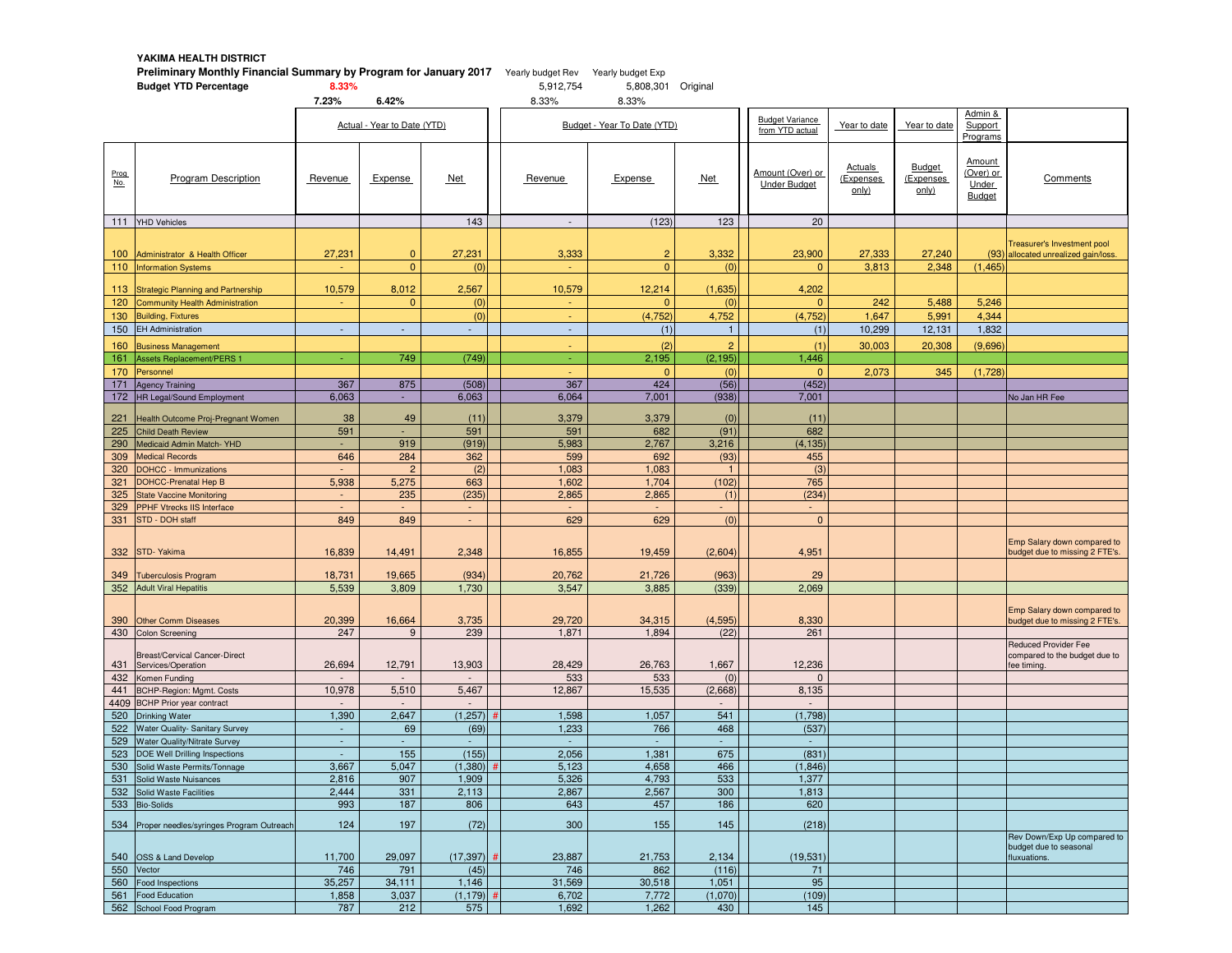**YAKIMA HEALTH DISTRICT**

**Preliminary Monthly Financial Summary by Program for January 2017**

**Budget YTD Percentage** 8.33%

| | | Yearly budget Rev | Yearly budget Exp | |
|---|---|---|---|---|
| 7.23% | 6.42% | 5,912,754 | 5,808,301 | Original |
| | | 8.33% | 8.33% | |

| | | Actual - Year to Date (YTD) | | | | Budget - Year To Date (YTD) | | | Budget Variance from YTD actual | Year to date | Year to date | Admin & Support Programs | |
|---|---|---|---|---|---|---|---|---|---|---|---|---|---|
| Prog. No. | Program Description | Revenue | Expense | Net | | Revenue | Expense | Net | Amount (Over) or Under Budget | Actuals (Expenses only) | Budget (Expenses only) | Amount (Over) or Under Budget | Comments |
| 111 | YHD Vehicles | | | 143 | | - | (123) | 123 | 20 | | | | |
| 100 | Administrator & Health Officer | 27,231 | 0 | 27,231 | | 3,333 | 2 | 3,332 | 23,900 | 27,333 | 27,240 | (93) | Treasurer's Investment pool allocated unrealized gain/loss. |
| 110 | Information Systems | - | 0 | (0) | | - | 0 | (0) | 0 | 3,813 | 2,348 | (1,465) | |
| 113 | Strategic Planning and Partnership | 10,579 | 8,012 | 2,567 | | 10,579 | 12,214 | (1,635) | 4,202 | | | | |
| 120 | Community Health Administration | - | 0 | (0) | | - | 0 | (0) | 0 | 242 | 5,488 | 5,246 | |
| 130 | Building, Fixtures | | | (0) | | - | (4,752) | 4,752 | (4,752) | 1,647 | 5,991 | 4,344 | |
| 150 | EH Administration | - | - | - | | - | (1) | 1 | (1) | 10,299 | 12,131 | 1,832 | |
| 160 | Business Management | | | | | - | (2) | 2 | (1) | 30,003 | 20,308 | (9,696) | |
| 161 | Assets Replacement/PERS 1 | - | 749 | (749) | | - | 2,195 | (2,195) | 1,446 | | | | |
| 170 | Personnel | | | | | - | 0 | (0) | 0 | 2,073 | 345 | (1,728) | |
| 171 | Agency Training | 367 | 875 | (508) | | 367 | 424 | (56) | (452) | | | | |
| 172 | HR Legal/Sound Employment | 6,063 | - | 6,063 | | 6,064 | 7,001 | (938) | 7,001 | | | | No Jan HR Fee |
| 221 | Health Outcome Proj-Pregnant Women | 38 | 49 | (11) | | 3,379 | 3,379 | (0) | (11) | | | | |
| 225 | Child Death Review | 591 | - | 591 | | 591 | 682 | (91) | 682 | | | | |
| 290 | Medicaid Admin Match- YHD | - | 919 | (919) | | 5,983 | 2,767 | 3,216 | (4,135) | | | | |
| 309 | Medical Records | 646 | 284 | 362 | | 599 | 692 | (93) | 455 | | | | |
| 320 | DOHCC - Immunizations | - | 2 | (2) | | 1,083 | 1,083 | 1 | (3) | | | | |
| 321 | DOHCC-Prenatal Hep B | 5,938 | 5,275 | 663 | | 1,602 | 1,704 | (102) | 765 | | | | |
| 325 | State Vaccine Monitoring | - | 235 | (235) | | 2,865 | 2,865 | (1) | (234) | | | | |
| 329 | PPHF Vtrecks IIS Interface | - | - | - | | - | - | - | - | | | | |
| 331 | STD - DOH staff | 849 | 849 | - | | 629 | 629 | (0) | 0 | | | | |
| 332 | STD- Yakima | 16,839 | 14,491 | 2,348 | | 16,855 | 19,459 | (2,604) | 4,951 | | | | Emp Salary down compared to budget due to missing 2 FTE's. |
| 349 | Tuberculosis Program | 18,731 | 19,665 | (934) | | 20,762 | 21,726 | (963) | 29 | | | | |
| 352 | Adult Viral Hepatitis | 5,539 | 3,809 | 1,730 | | 3,547 | 3,885 | (339) | 2,069 | | | | |
| 390 | Other Comm Diseases | 20,399 | 16,664 | 3,735 | | 29,720 | 34,315 | (4,595) | 8,330 | | | | Emp Salary down compared to budget due to missing 2 FTE's. |
| 430 | Colon Screening | 247 | 9 | 239 | | 1,871 | 1,894 | (22) | 261 | | | | |
| 431 | Breast/Cervical Cancer-Direct Services/Operation | 26,694 | 12,791 | 13,903 | | 28,429 | 26,763 | 1,667 | 12,236 | | | | Reduced Provider Fee compared to the budget due to fee timing. |
| 432 | Komen Funding | - | - | - | | 533 | 533 | (0) | 0 | | | | |
| 441 | BCHP-Region: Mgmt. Costs | 10,978 | 5,510 | 5,467 | | 12,867 | 15,535 | (2,668) | 8,135 | | | | |
| 4409 | BCHP Prior year contract | - | - | - | | | | - | - | | | | |
| 520 | Drinking Water | 1,390 | 2,647 | (1,257) | # | 1,598 | 1,057 | 541 | (1,798) | | | | |
| 522 | Water Quality- Sanitary Survey | - | 69 | (69) | | 1,233 | 766 | 468 | (537) | | | | |
| 529 | Water Quality/Nitrate Survey | - | - | - | | - | - | - | - | | | | |
| 523 | DOE Well Drilling Inspections | - | 155 | (155) | | 2,056 | 1,381 | 675 | (831) | | | | |
| 530 | Solid Waste Permits/Tonnage | 3,667 | 5,047 | (1,380) | # | 5,123 | 4,658 | 466 | (1,846) | | | | |
| 531 | Solid Waste Nuisances | 2,816 | 907 | 1,909 | | 5,326 | 4,793 | 533 | 1,377 | | | | |
| 532 | Solid Waste Facilities | 2,444 | 331 | 2,113 | | 2,867 | 2,567 | 300 | 1,813 | | | | |
| 533 | Bio-Solids | 993 | 187 | 806 | | 643 | 457 | 186 | 620 | | | | |
| 534 | Proper needles/syringes Program Outreach | 124 | 197 | (72) | | 300 | 155 | 145 | (218) | | | | |
| 540 | OSS & Land Develop | 11,700 | 29,097 | (17,397) | # | 23,887 | 21,753 | 2,134 | (19,531) | | | | Rev Down/Exp Up compared to budget due to seasonal fluxuations. |
| 550 | Vector | 746 | 791 | (45) | | 746 | 862 | (116) | 71 | | | | |
| 560 | Food Inspections | 35,257 | 34,111 | 1,146 | | 31,569 | 30,518 | 1,051 | 95 | | | | |
| 561 | Food Education | 1,858 | 3,037 | (1,179) | # | 6,702 | 7,772 | (1,070) | (109) | | | | |
| 562 | School Food Program | 787 | 212 | 575 | | 1,692 | 1,262 | 430 | 145 | | | | |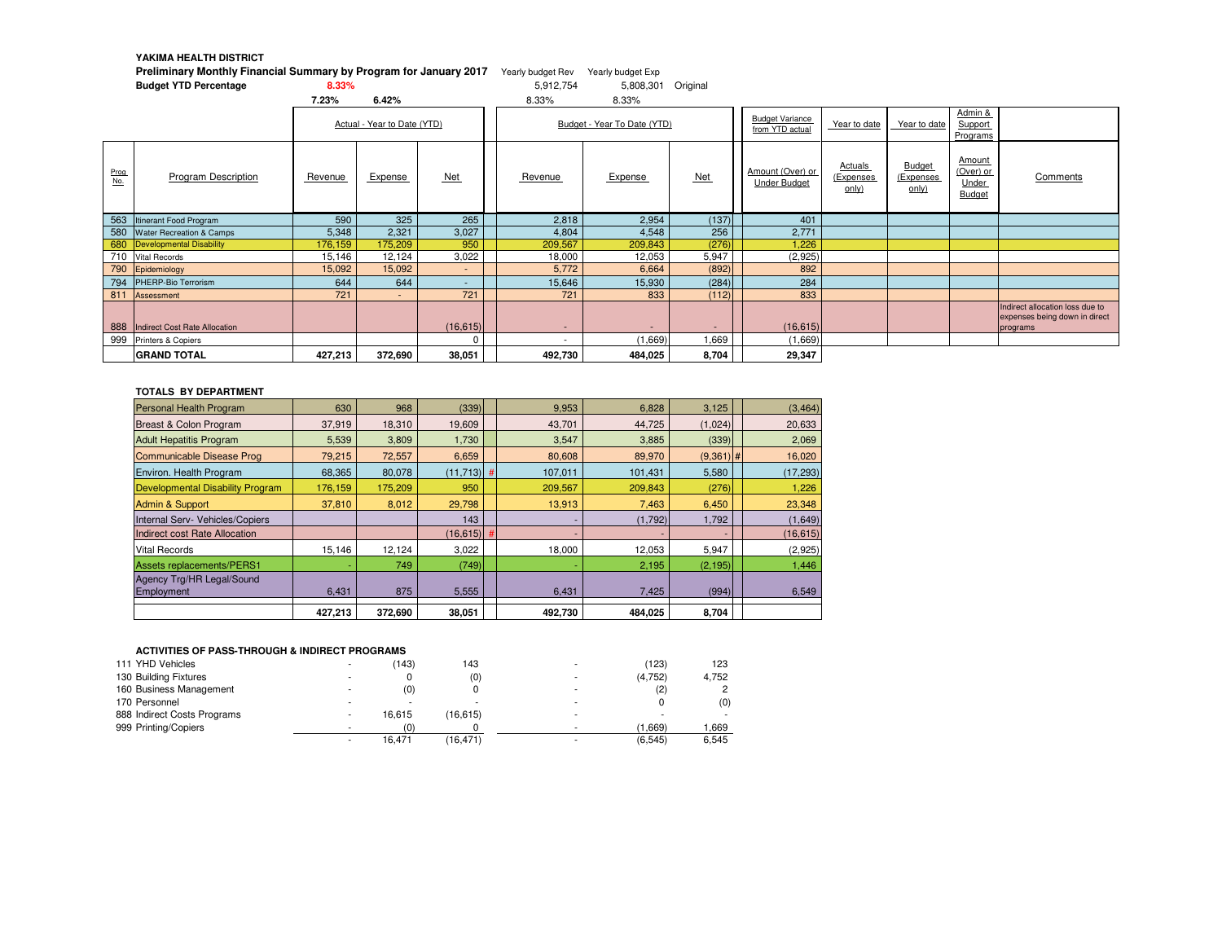**YAKIMA HEALTH DISTRICT**

**Preliminary Monthly Financial Summary by Program for January 2017**

**Budget YTD Percentage** 8.33%

| | Yearly budget Rev | Yearly budget Exp | |
|---|---|---|---|
| | 5,912,754 | 5,808,301 | Original |
| | 8.33% | 8.33% | |

7.23% 6.42%

| Prog No. | Program Description | Actual - Year to Date (YTD) Revenue | Expense | Net | Budget - Year To Date (YTD) Revenue | Expense | Net | Budget Variance from YTD actual Amount (Over) or Under Budget | Year to date Actuals (Expenses only) | Year to date Budget (Expenses only) | Admin & Support Programs Amount (Over) or Under Budget | Comments |
|---|---|---|---|---|---|---|---|---|---|---|---|---|
| 563 | Itinerant Food Program | 590 | 325 | 265 | 2,818 | 2,954 | (137) | 401 | | | | |
| 580 | Water Recreation & Camps | 5,348 | 2,321 | 3,027 | 4,804 | 4,548 | 256 | 2,771 | | | | |
| 680 | Developmental Disability | 176,159 | 175,209 | 950 | 209,567 | 209,843 | (276) | 1,226 | | | | |
| 710 | Vital Records | 15,146 | 12,124 | 3,022 | 18,000 | 12,053 | 5,947 | (2,925) | | | | |
| 790 | Epidemiology | 15,092 | 15,092 | - | 5,772 | 6,664 | (892) | 892 | | | | |
| 794 | PHERP-Bio Terrorism | 644 | 644 | - | 15,646 | 15,930 | (284) | 284 | | | | |
| 811 | Assessment | 721 | - | 721 | 721 | 833 | (112) | 833 | | | | |
| 888 | Indirect Cost Rate Allocation | | | (16,615) | - | - | - | (16,615) | | | | Indirect allocation loss due to expenses being down in direct programs |
| 999 | Printers & Copiers | | | 0 | - | (1,669) | 1,669 | (1,669) | | | | |
| | **GRAND TOTAL** | **427,213** | **372,690** | **38,051** | **492,730** | **484,025** | **8,704** | **29,347** | | | | |

**TOTALS BY DEPARTMENT**

| Department | Actual Revenue | Actual Expense | Actual Net | Budget Revenue | Budget Expense | Budget Net | Amount (Over) or Under Budget |
|---|---|---|---|---|---|---|---|
| Personal Health Program | 630 | 968 | (339) | 9,953 | 6,828 | 3,125 | (3,464) |
| Breast & Colon Program | 37,919 | 18,310 | 19,609 | 43,701 | 44,725 | (1,024) | 20,633 |
| Adult Hepatitis Program | 5,539 | 3,809 | 1,730 | 3,547 | 3,885 | (339) | 2,069 |
| Communicable Disease Prog | 79,215 | 72,557 | 6,659 | 80,608 | 89,970 | (9,361) # | 16,020 |
| Environ. Health Program | 68,365 | 80,078 | (11,713) # | 107,011 | 101,431 | 5,580 | (17,293) |
| Developmental Disability Program | 176,159 | 175,209 | 950 | 209,567 | 209,843 | (276) | 1,226 |
| Admin & Support | 37,810 | 8,012 | 29,798 | 13,913 | 7,463 | 6,450 | 23,348 |
| Internal Serv- Vehicles/Copiers | | | 143 | - | (1,792) | 1,792 | (1,649) |
| Indirect cost Rate Allocation | | | (16,615) # | - | - | - | (16,615) |
| Vital Records | 15,146 | 12,124 | 3,022 | 18,000 | 12,053 | 5,947 | (2,925) |
| Assets replacements/PERS1 | - | 749 | (749) | - | 2,195 | (2,195) | 1,446 |
| Agency Trg/HR Legal/Sound Employment | 6,431 | 875 | 5,555 | 6,431 | 7,425 | (994) | 6,549 |
| | **427,213** | **372,690** | **38,051** | **492,730** | **484,025** | **8,704** | |

**ACTIVITIES OF PASS-THROUGH & INDIRECT PROGRAMS**

| Program | Actual Revenue | Actual Expense | Actual Net | Budget Revenue | Budget Expense | Budget Net |
|---|---|---|---|---|---|---|
| 111 YHD Vehicles | - | (143) | 143 | - | (123) | 123 |
| 130 Building Fixtures | - | 0 | (0) | - | (4,752) | 4,752 |
| 160 Business Management | - | (0) | 0 | - | (2) | 2 |
| 170 Personnel | - | - | - | - | 0 | (0) |
| 888 Indirect Costs Programs | - | 16,615 | (16,615) | - | - | - |
| 999 Printing/Copiers | - | (0) | 0 | - | (1,669) | 1,669 |
| | - | 16,471 | (16,471) | - | (6,545) | 6,545 |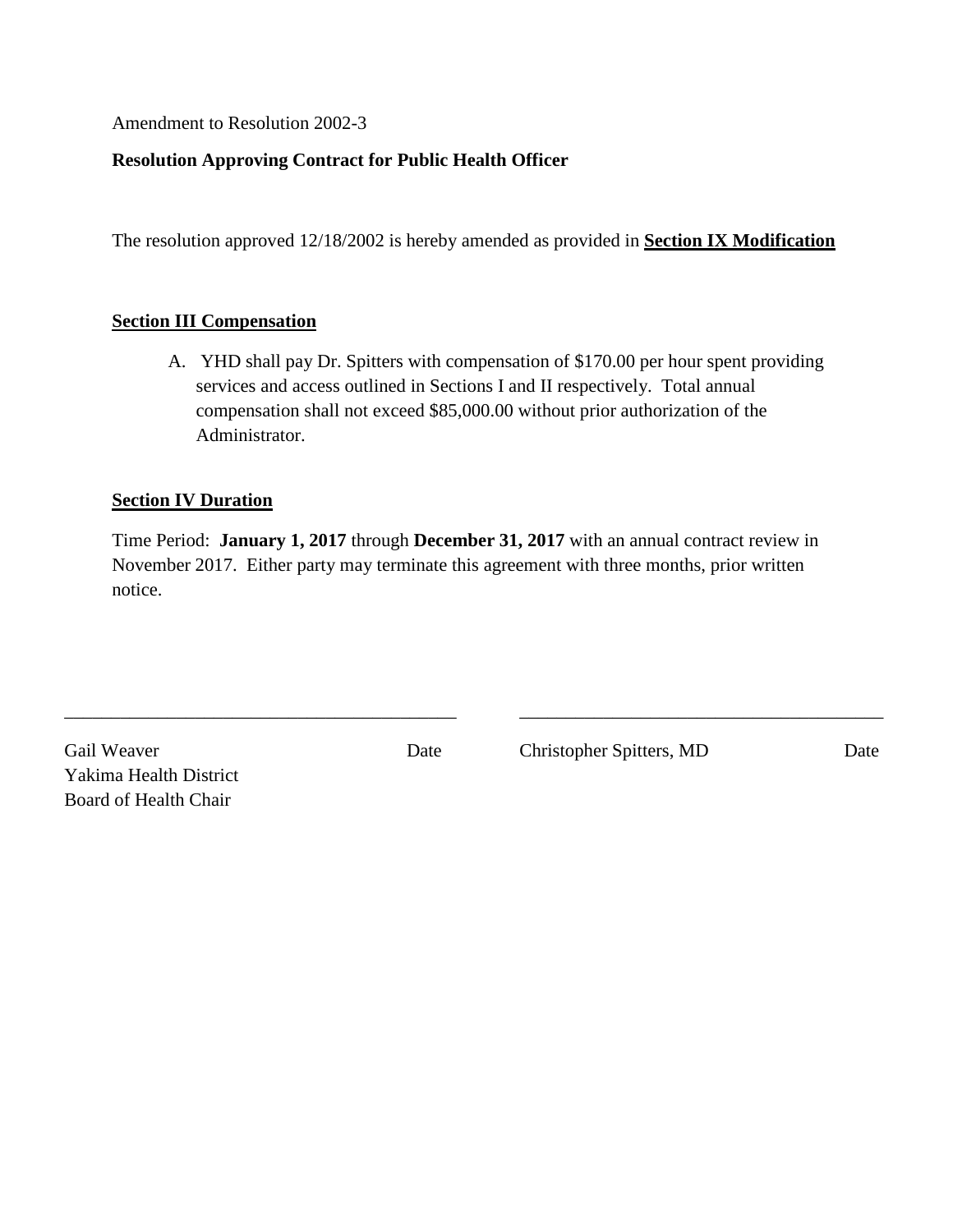Amendment to Resolution 2002-3

**Resolution Approving Contract for Public Health Officer**

The resolution approved 12/18/2002 is hereby amended as provided in **Section IX Modification**

**Section III Compensation**

A. YHD shall pay Dr. Spitters with compensation of $170.00 per hour spent providing services and access outlined in Sections I and II respectively. Total annual compensation shall not exceed $85,000.00 without prior authorization of the Administrator.

**Section IV Duration**

Time Period: **January 1, 2017** through **December 31, 2017** with an annual contract review in November 2017. Either party may terminate this agreement with three months, prior written notice.

\_\_\_\_\_\_\_\_\_\_\_\_\_\_\_\_\_\_\_\_\_\_\_\_\_\_\_\_\_\_\_\_\_\_\_\_\_\_\_\_\_\_

Gail Weaver Date
Yakima Health District
Board of Health Chair

\_\_\_\_\_\_\_\_\_\_\_\_\_\_\_\_\_\_\_\_\_\_\_\_\_\_\_\_\_\_\_\_\_\_\_\_\_\_\_\_\_\_

Christopher Spitters, MD Date